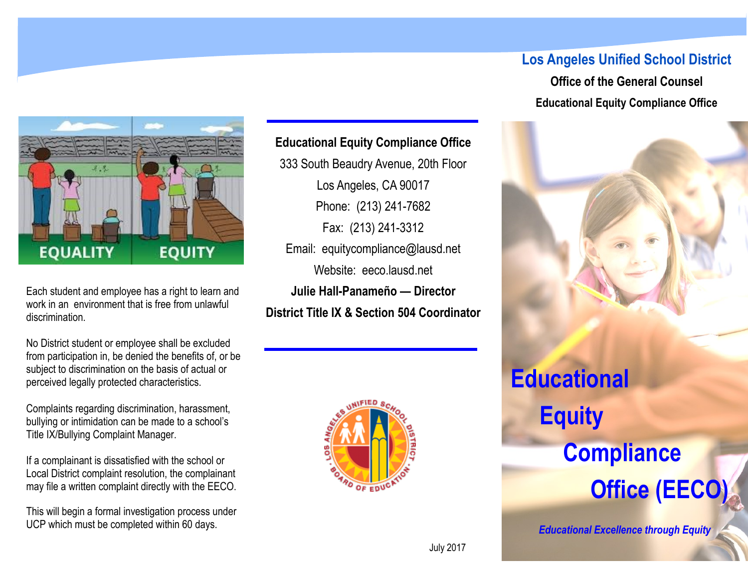# Los Angeles Unified School District

**Office of the General Counsel**

**Educational Equity Compliance Office**

# Educational Equity Compliance Office (EECO)

***Educational Excellence through Equity***

EQUALITY EQUITY

Each student and employee has a right to learn and work in an environment that is free from unlawful discrimination.

No District student or employee shall be excluded from participation in, be denied the benefits of, or be subject to discrimination on the basis of actual or perceived legally protected characteristics.

Complaints regarding discrimination, harassment, bullying or intimidation can be made to a school's Title IX/Bullying Complaint Manager.

If a complainant is dissatisfied with the school or Local District complaint resolution, the complainant may file a written complaint directly with the EECO.

This will begin a formal investigation process under UCP which must be completed within 60 days.

---

**Educational Equity Compliance Office**

333 South Beaudry Avenue, 20th Floor

Los Angeles, CA 90017

Phone: (213) 241-7682

Fax: (213) 241-3312

Email: equitycompliance@lausd.net

Website: eeco.lausd.net

**Julie Hall-Panameño — Director**

**District Title IX & Section 504 Coordinator**

---

LOS ANGELES UNIFIED SCHOOL DISTRICT · BOARD OF EDUCATION

July 2017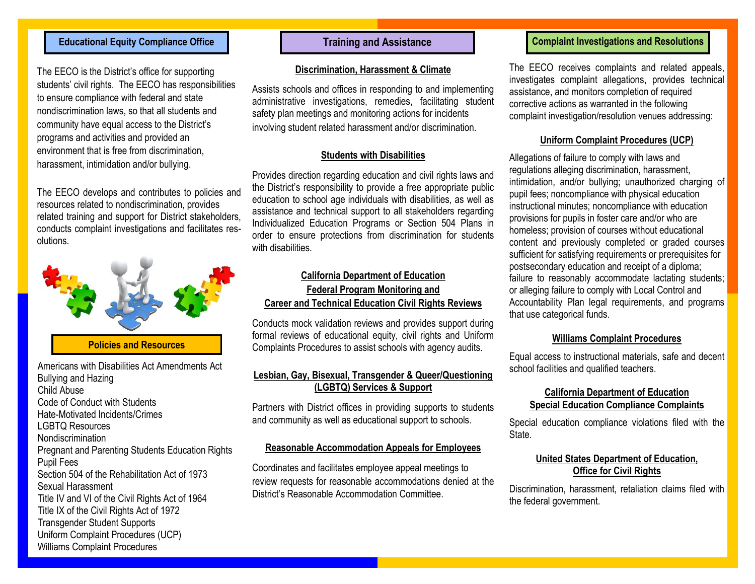## Educational Equity Compliance Office

The EECO is the District's office for supporting students' civil rights. The EECO has responsibilities to ensure compliance with federal and state nondiscrimination laws, so that all students and community have equal access to the District's programs and activities and provided an environment that is free from discrimination, harassment, intimidation and/or bullying.

The EECO develops and contributes to policies and resources related to nondiscrimination, provides related training and support for District stakeholders, conducts complaint investigations and facilitates resolutions.

## Policies and Resources

Americans with Disabilities Act Amendments Act
Bullying and Hazing
Child Abuse
Code of Conduct with Students
Hate-Motivated Incidents/Crimes
LGBTQ Resources
Nondiscrimination
Pregnant and Parenting Students Education Rights
Pupil Fees
Section 504 of the Rehabilitation Act of 1973
Sexual Harassment
Title IV and VI of the Civil Rights Act of 1964
Title IX of the Civil Rights Act of 1972
Transgender Student Supports
Uniform Complaint Procedures (UCP)
Williams Complaint Procedures

## Training and Assistance

### Discrimination, Harassment & Climate

Assists schools and offices in responding to and implementing administrative investigations, remedies, facilitating student safety plan meetings and monitoring actions for incidents involving student related harassment and/or discrimination.

### Students with Disabilities

Provides direction regarding education and civil rights laws and the District's responsibility to provide a free appropriate public education to school age individuals with disabilities, as well as assistance and technical support to all stakeholders regarding Individualized Education Programs or Section 504 Plans in order to ensure protections from discrimination for students with disabilities.

### California Department of Education Federal Program Monitoring and Career and Technical Education Civil Rights Reviews

Conducts mock validation reviews and provides support during formal reviews of educational equity, civil rights and Uniform Complaints Procedures to assist schools with agency audits.

### Lesbian, Gay, Bisexual, Transgender & Queer/Questioning (LGBTQ) Services & Support

Partners with District offices in providing supports to students and community as well as educational support to schools.

### Reasonable Accommodation Appeals for Employees

Coordinates and facilitates employee appeal meetings to review requests for reasonable accommodations denied at the District's Reasonable Accommodation Committee.

## Complaint Investigations and Resolutions

The EECO receives complaints and related appeals, investigates complaint allegations, provides technical assistance, and monitors completion of required corrective actions as warranted in the following complaint investigation/resolution venues addressing:

### Uniform Complaint Procedures (UCP)

Allegations of failure to comply with laws and regulations alleging discrimination, harassment, intimidation, and/or bullying; unauthorized charging of pupil fees; noncompliance with physical education instructional minutes; noncompliance with education provisions for pupils in foster care and/or who are homeless; provision of courses without educational content and previously completed or graded courses sufficient for satisfying requirements or prerequisites for postsecondary education and receipt of a diploma; failure to reasonably accommodate lactating students; or alleging failure to comply with Local Control and Accountability Plan legal requirements, and programs that use categorical funds.

### Williams Complaint Procedures

Equal access to instructional materials, safe and decent school facilities and qualified teachers.

### California Department of Education Special Education Compliance Complaints

Special education compliance violations filed with the State.

### United States Department of Education, Office for Civil Rights

Discrimination, harassment, retaliation claims filed with the federal government.